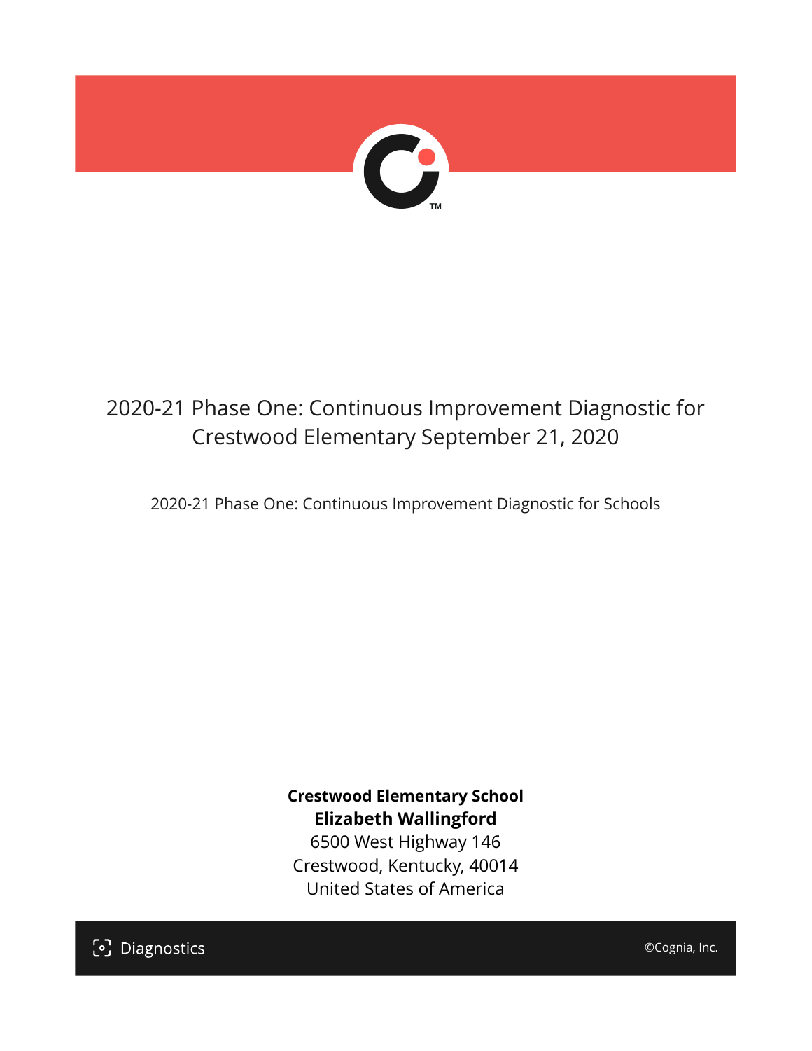# 2020-21 Phase One: Continuous Improvement Diagnostic for Crestwood Elementary September 21, 2020

2020-21 Phase One: Continuous Improvement Diagnostic for Schools

**Crestwood Elementary School**
**Elizabeth Wallingford**
6500 West Highway 146
Crestwood, Kentucky, 40014
United States of America

Diagnostics

©Cognia, Inc.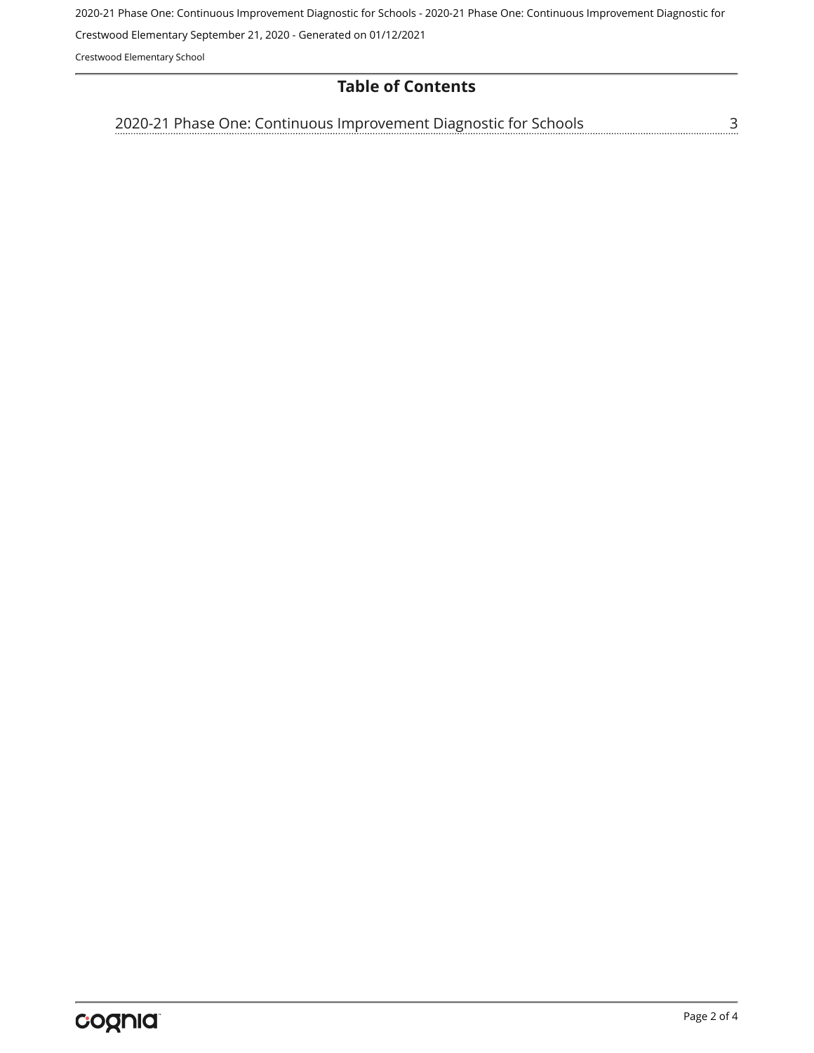# Table of Contents

2020-21 Phase One: Continuous Improvement Diagnostic for Schools ........ 3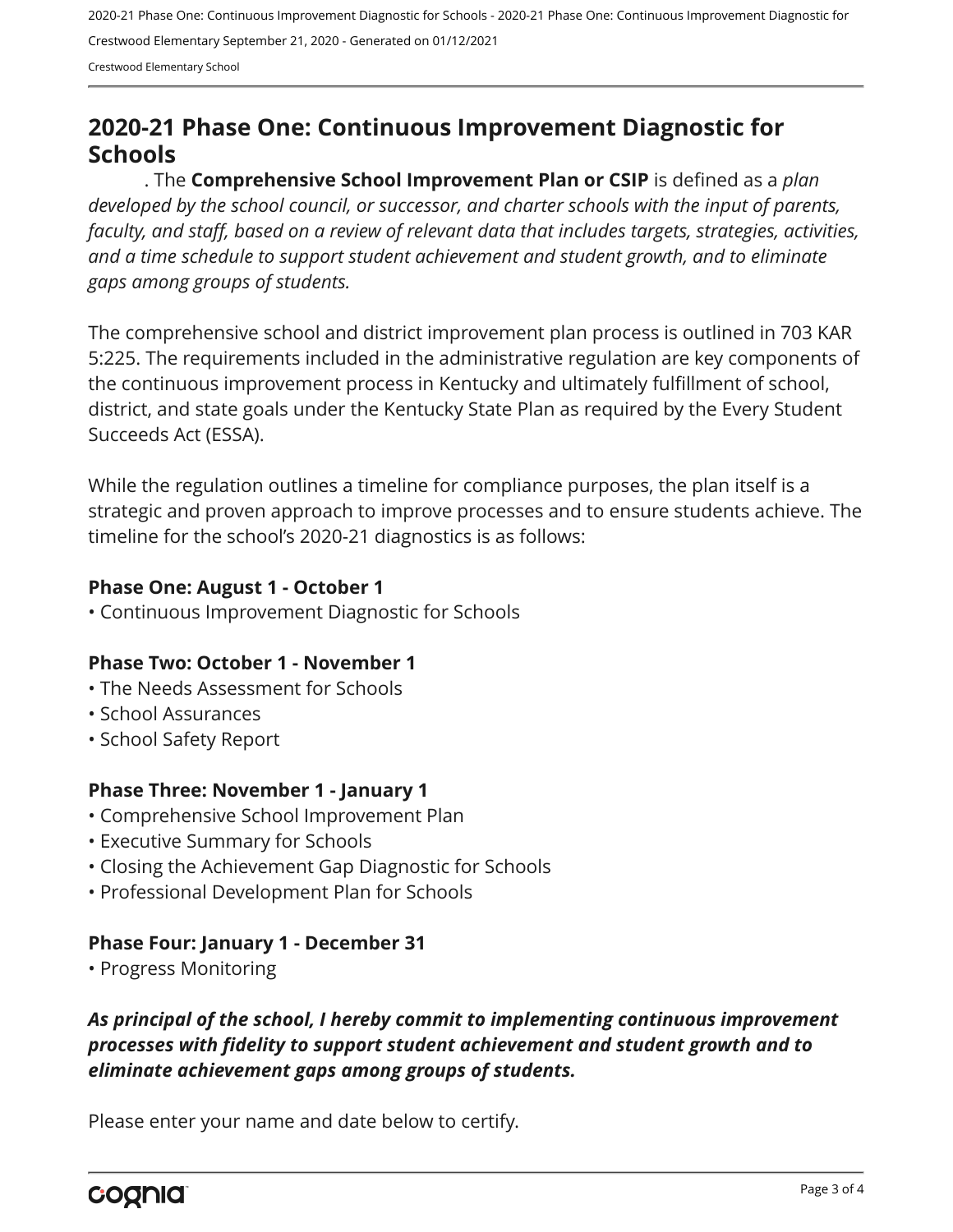## 2020-21 Phase One: Continuous Improvement Diagnostic for Schools

. The **Comprehensive School Improvement Plan or CSIP** is defined as a *plan developed by the school council, or successor, and charter schools with the input of parents, faculty, and staff, based on a review of relevant data that includes targets, strategies, activities, and a time schedule to support student achievement and student growth, and to eliminate gaps among groups of students.*

The comprehensive school and district improvement plan process is outlined in 703 KAR 5:225. The requirements included in the administrative regulation are key components of the continuous improvement process in Kentucky and ultimately fulfillment of school, district, and state goals under the Kentucky State Plan as required by the Every Student Succeeds Act (ESSA).

While the regulation outlines a timeline for compliance purposes, the plan itself is a strategic and proven approach to improve processes and to ensure students achieve. The timeline for the school's 2020-21 diagnostics is as follows:

**Phase One: August 1 - October 1**

- Continuous Improvement Diagnostic for Schools

**Phase Two: October 1 - November 1**

- The Needs Assessment for Schools
- School Assurances
- School Safety Report

**Phase Three: November 1 - January 1**

- Comprehensive School Improvement Plan
- Executive Summary for Schools
- Closing the Achievement Gap Diagnostic for Schools
- Professional Development Plan for Schools

**Phase Four: January 1 - December 31**

- Progress Monitoring

***As principal of the school, I hereby commit to implementing continuous improvement processes with fidelity to support student achievement and student growth and to eliminate achievement gaps among groups of students.***

Please enter your name and date below to certify.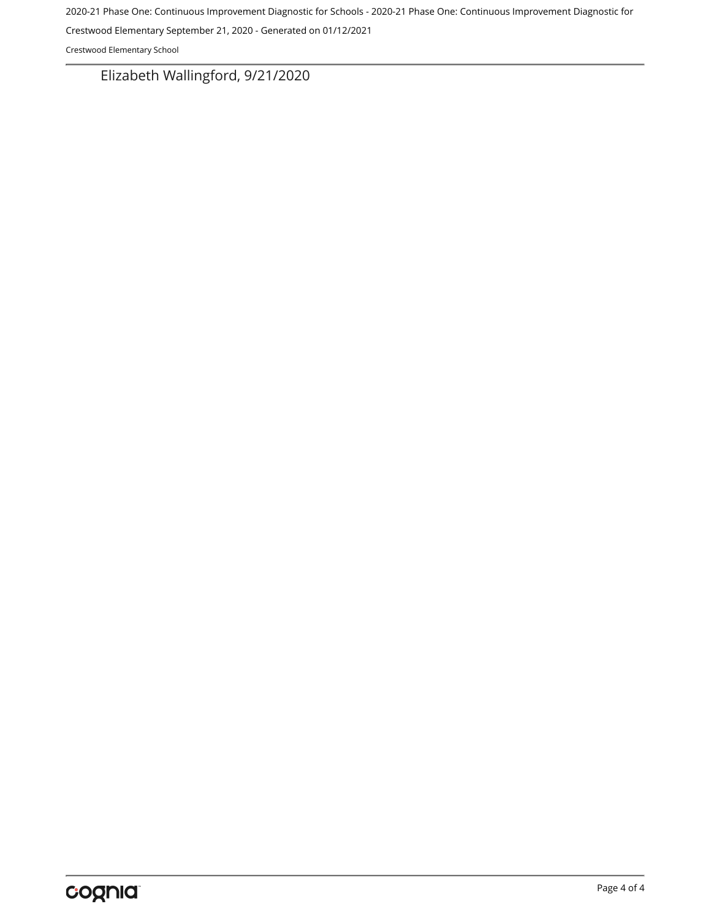Elizabeth Wallingford, 9/21/2020